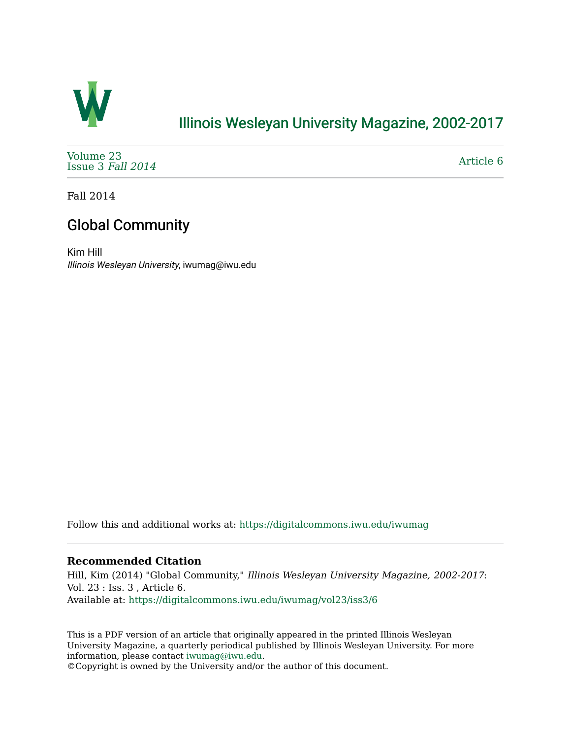# Illinois Wesleyan University Magazine, 2002-2017

Volume 23
Issue 3 *Fall 2014*

Article 6

Fall 2014

## Global Community

Kim Hill
*Illinois Wesleyan University*, iwumag@iwu.edu

Follow this and additional works at: https://digitalcommons.iwu.edu/iwumag

### Recommended Citation

Hill, Kim (2014) "Global Community," *Illinois Wesleyan University Magazine, 2002-2017*: Vol. 23 : Iss. 3 , Article 6.
Available at: https://digitalcommons.iwu.edu/iwumag/vol23/iss3/6

This is a PDF version of an article that originally appeared in the printed Illinois Wesleyan University Magazine, a quarterly periodical published by Illinois Wesleyan University. For more information, please contact iwumag@iwu.edu.
©Copyright is owned by the University and/or the author of this document.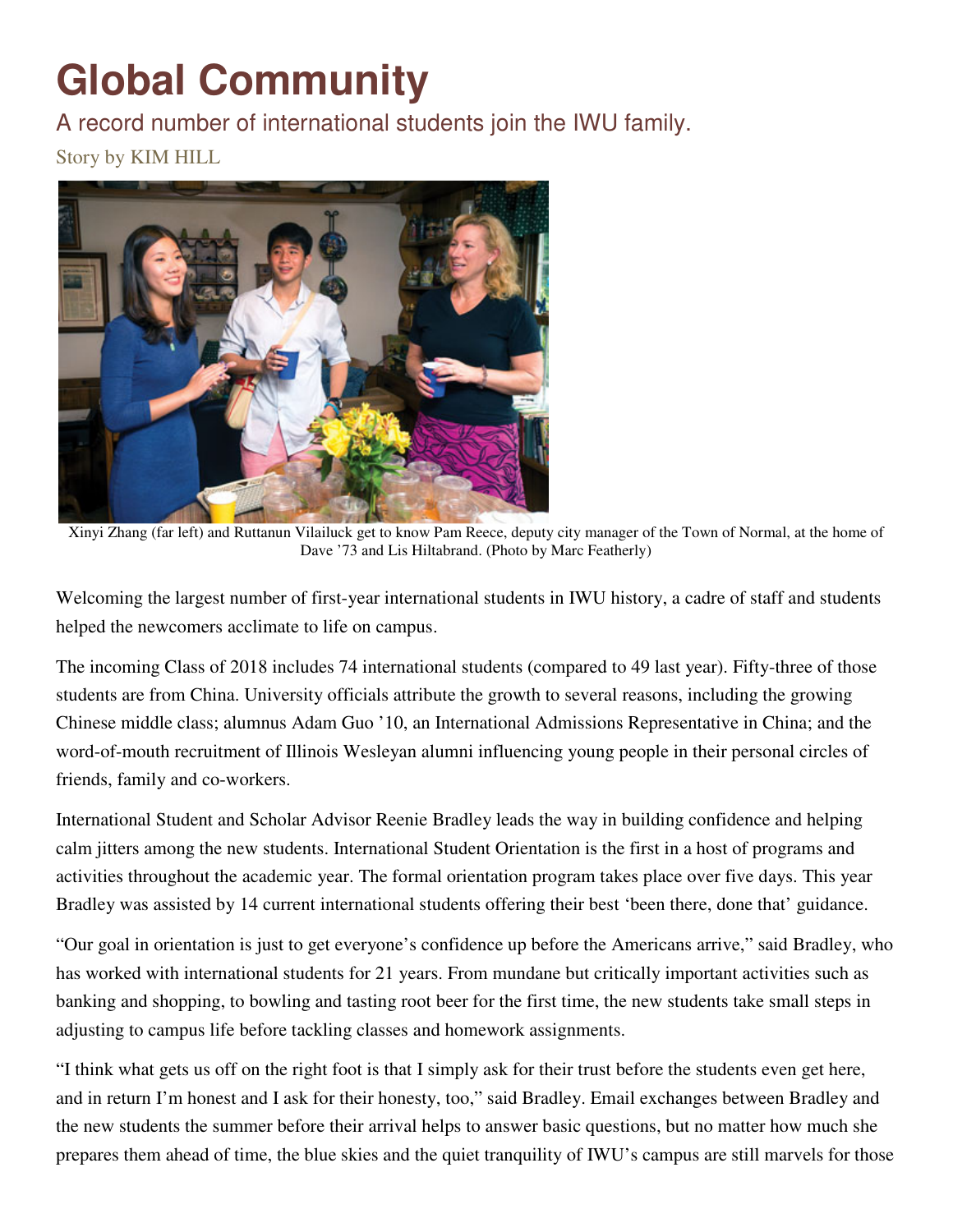# Global Community

A record number of international students join the IWU family.

Story by KIM HILL

Xinyi Zhang (far left) and Ruttanun Vilailuck get to know Pam Reece, deputy city manager of the Town of Normal, at the home of Dave '73 and Lis Hiltabrand. (Photo by Marc Featherly)

Welcoming the largest number of first-year international students in IWU history, a cadre of staff and students helped the newcomers acclimate to life on campus.

The incoming Class of 2018 includes 74 international students (compared to 49 last year). Fifty-three of those students are from China. University officials attribute the growth to several reasons, including the growing Chinese middle class; alumnus Adam Guo '10, an International Admissions Representative in China; and the word-of-mouth recruitment of Illinois Wesleyan alumni influencing young people in their personal circles of friends, family and co-workers.

International Student and Scholar Advisor Reenie Bradley leads the way in building confidence and helping calm jitters among the new students. International Student Orientation is the first in a host of programs and activities throughout the academic year. The formal orientation program takes place over five days. This year Bradley was assisted by 14 current international students offering their best 'been there, done that' guidance.

"Our goal in orientation is just to get everyone's confidence up before the Americans arrive," said Bradley, who has worked with international students for 21 years. From mundane but critically important activities such as banking and shopping, to bowling and tasting root beer for the first time, the new students take small steps in adjusting to campus life before tackling classes and homework assignments.

"I think what gets us off on the right foot is that I simply ask for their trust before the students even get here, and in return I'm honest and I ask for their honesty, too," said Bradley. Email exchanges between Bradley and the new students the summer before their arrival helps to answer basic questions, but no matter how much she prepares them ahead of time, the blue skies and the quiet tranquility of IWU's campus are still marvels for those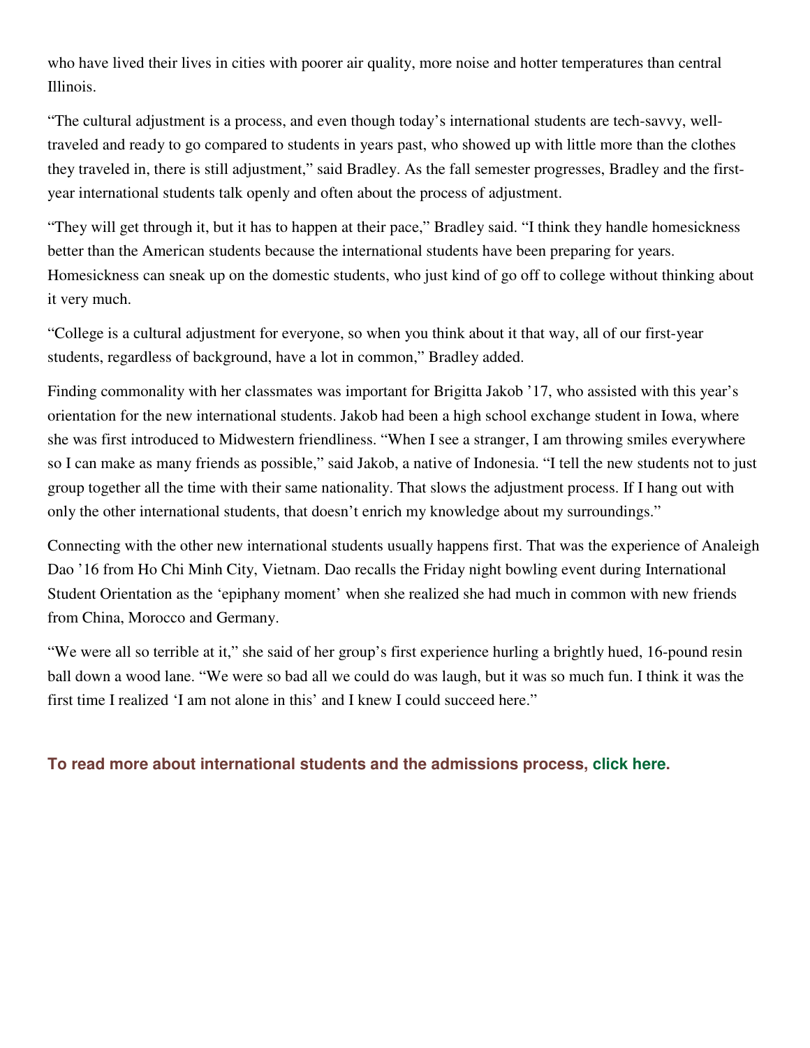who have lived their lives in cities with poorer air quality, more noise and hotter temperatures than central Illinois.

"The cultural adjustment is a process, and even though today's international students are tech-savvy, well-traveled and ready to go compared to students in years past, who showed up with little more than the clothes they traveled in, there is still adjustment," said Bradley. As the fall semester progresses, Bradley and the first-year international students talk openly and often about the process of adjustment.

"They will get through it, but it has to happen at their pace," Bradley said. "I think they handle homesickness better than the American students because the international students have been preparing for years. Homesickness can sneak up on the domestic students, who just kind of go off to college without thinking about it very much.

"College is a cultural adjustment for everyone, so when you think about it that way, all of our first-year students, regardless of background, have a lot in common," Bradley added.

Finding commonality with her classmates was important for Brigitta Jakob '17, who assisted with this year's orientation for the new international students. Jakob had been a high school exchange student in Iowa, where she was first introduced to Midwestern friendliness. "When I see a stranger, I am throwing smiles everywhere so I can make as many friends as possible," said Jakob, a native of Indonesia. "I tell the new students not to just group together all the time with their same nationality. That slows the adjustment process. If I hang out with only the other international students, that doesn't enrich my knowledge about my surroundings."

Connecting with the other new international students usually happens first. That was the experience of Analeigh Dao '16 from Ho Chi Minh City, Vietnam. Dao recalls the Friday night bowling event during International Student Orientation as the 'epiphany moment' when she realized she had much in common with new friends from China, Morocco and Germany.

"We were all so terrible at it," she said of her group's first experience hurling a brightly hued, 16-pound resin ball down a wood lane. "We were so bad all we could do was laugh, but it was so much fun. I think it was the first time I realized 'I am not alone in this' and I knew I could succeed here."

**To read more about international students and the admissions process, click here.**